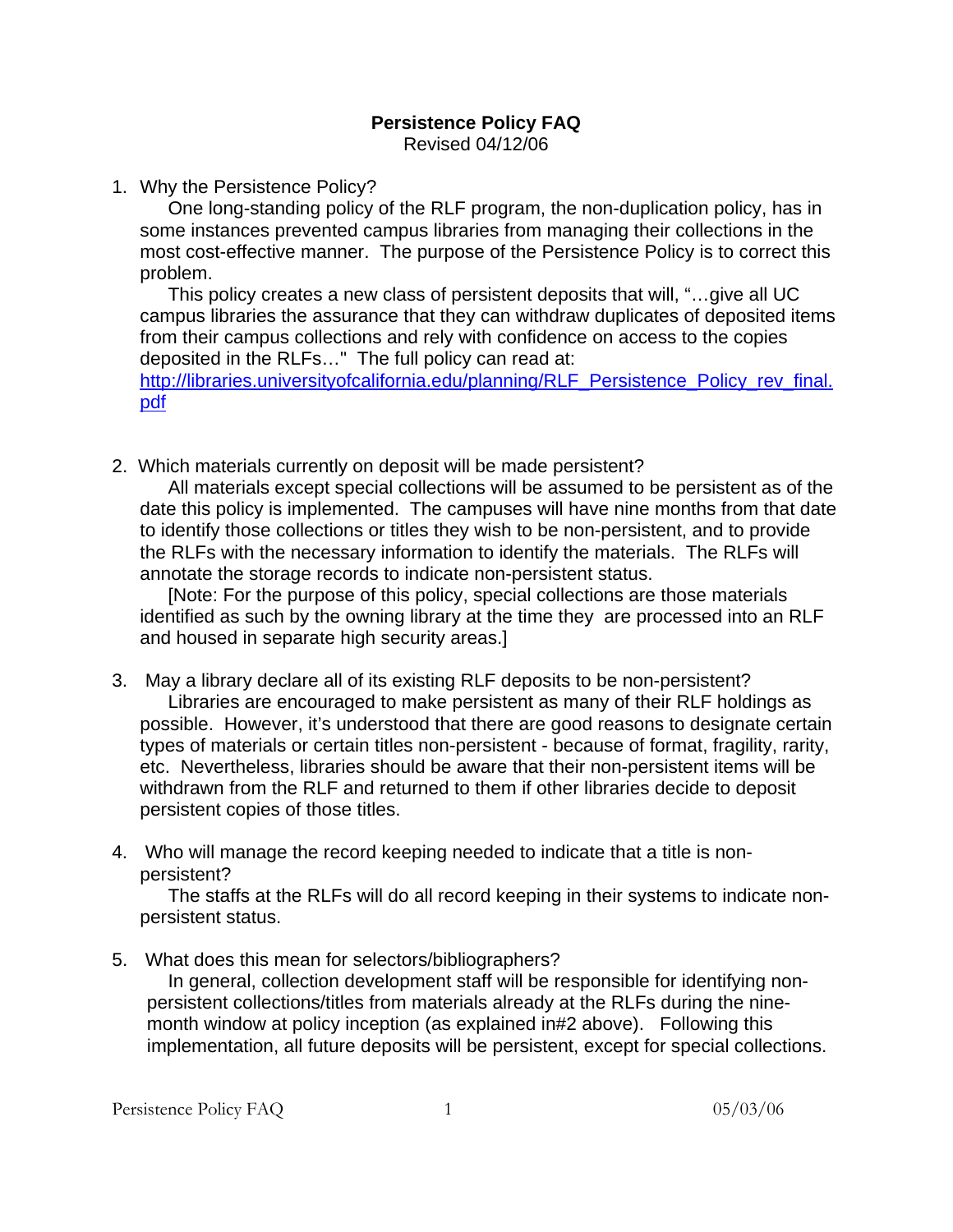**Persistence Policy FAQ**
Revised 04/12/06

1. Why the Persistence Policy?

   One long-standing policy of the RLF program, the non-duplication policy, has in some instances prevented campus libraries from managing their collections in the most cost-effective manner. The purpose of the Persistence Policy is to correct this problem.

   This policy creates a new class of persistent deposits that will, "…give all UC campus libraries the assurance that they can withdraw duplicates of deposited items from their campus collections and rely with confidence on access to the copies deposited in the RLFs…" The full policy can read at: http://libraries.universityofcalifornia.edu/planning/RLF_Persistence_Policy_rev_final.pdf

2. Which materials currently on deposit will be made persistent?

   All materials except special collections will be assumed to be persistent as of the date this policy is implemented. The campuses will have nine months from that date to identify those collections or titles they wish to be non-persistent, and to provide the RLFs with the necessary information to identify the materials. The RLFs will annotate the storage records to indicate non-persistent status.

   [Note: For the purpose of this policy, special collections are those materials identified as such by the owning library at the time they are processed into an RLF and housed in separate high security areas.]

3. May a library declare all of its existing RLF deposits to be non-persistent?

   Libraries are encouraged to make persistent as many of their RLF holdings as possible. However, it's understood that there are good reasons to designate certain types of materials or certain titles non-persistent - because of format, fragility, rarity, etc. Nevertheless, libraries should be aware that their non-persistent items will be withdrawn from the RLF and returned to them if other libraries decide to deposit persistent copies of those titles.

4. Who will manage the record keeping needed to indicate that a title is non-persistent?

   The staffs at the RLFs will do all record keeping in their systems to indicate non-persistent status.

5. What does this mean for selectors/bibliographers?

   In general, collection development staff will be responsible for identifying non-persistent collections/titles from materials already at the RLFs during the nine-month window at policy inception (as explained in#2 above). Following this implementation, all future deposits will be persistent, except for special collections.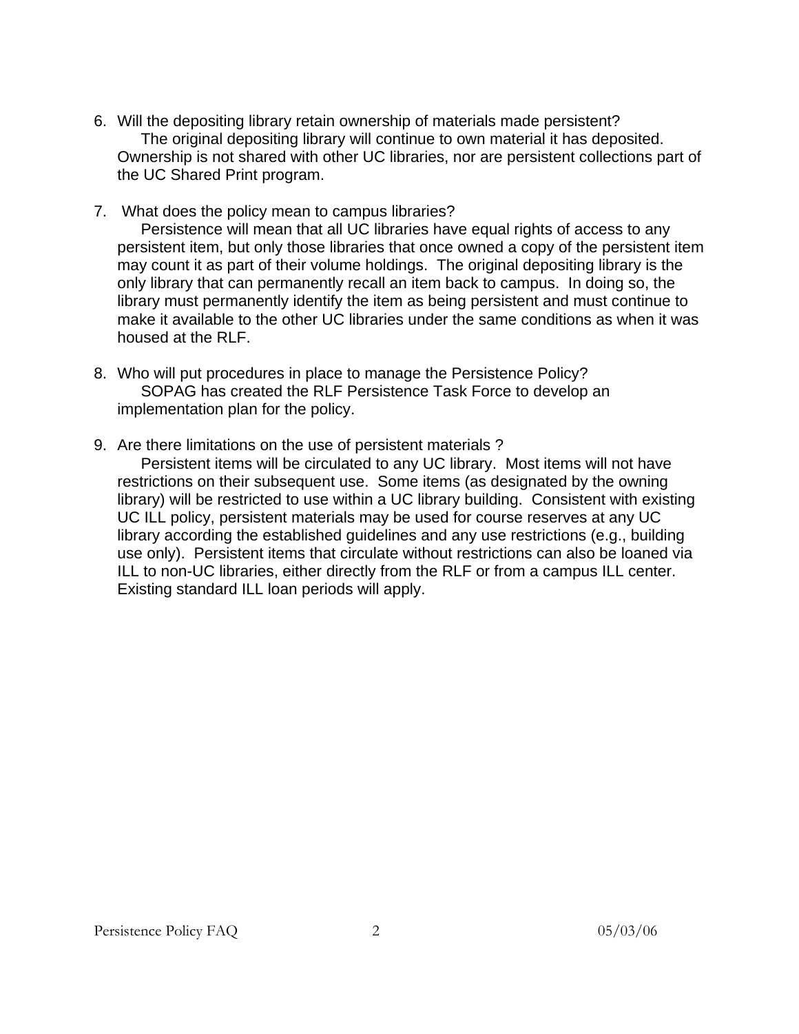6. Will the depositing library retain ownership of materials made persistent?
   The original depositing library will continue to own material it has deposited. Ownership is not shared with other UC libraries, nor are persistent collections part of the UC Shared Print program.

7. What does the policy mean to campus libraries?
   Persistence will mean that all UC libraries have equal rights of access to any persistent item, but only those libraries that once owned a copy of the persistent item may count it as part of their volume holdings. The original depositing library is the only library that can permanently recall an item back to campus. In doing so, the library must permanently identify the item as being persistent and must continue to make it available to the other UC libraries under the same conditions as when it was housed at the RLF.

8. Who will put procedures in place to manage the Persistence Policy?
   SOPAG has created the RLF Persistence Task Force to develop an implementation plan for the policy.

9. Are there limitations on the use of persistent materials ?
   Persistent items will be circulated to any UC library. Most items will not have restrictions on their subsequent use. Some items (as designated by the owning library) will be restricted to use within a UC library building. Consistent with existing UC ILL policy, persistent materials may be used for course reserves at any UC library according the established guidelines and any use restrictions (e.g., building use only). Persistent items that circulate without restrictions can also be loaned via ILL to non-UC libraries, either directly from the RLF or from a campus ILL center. Existing standard ILL loan periods will apply.